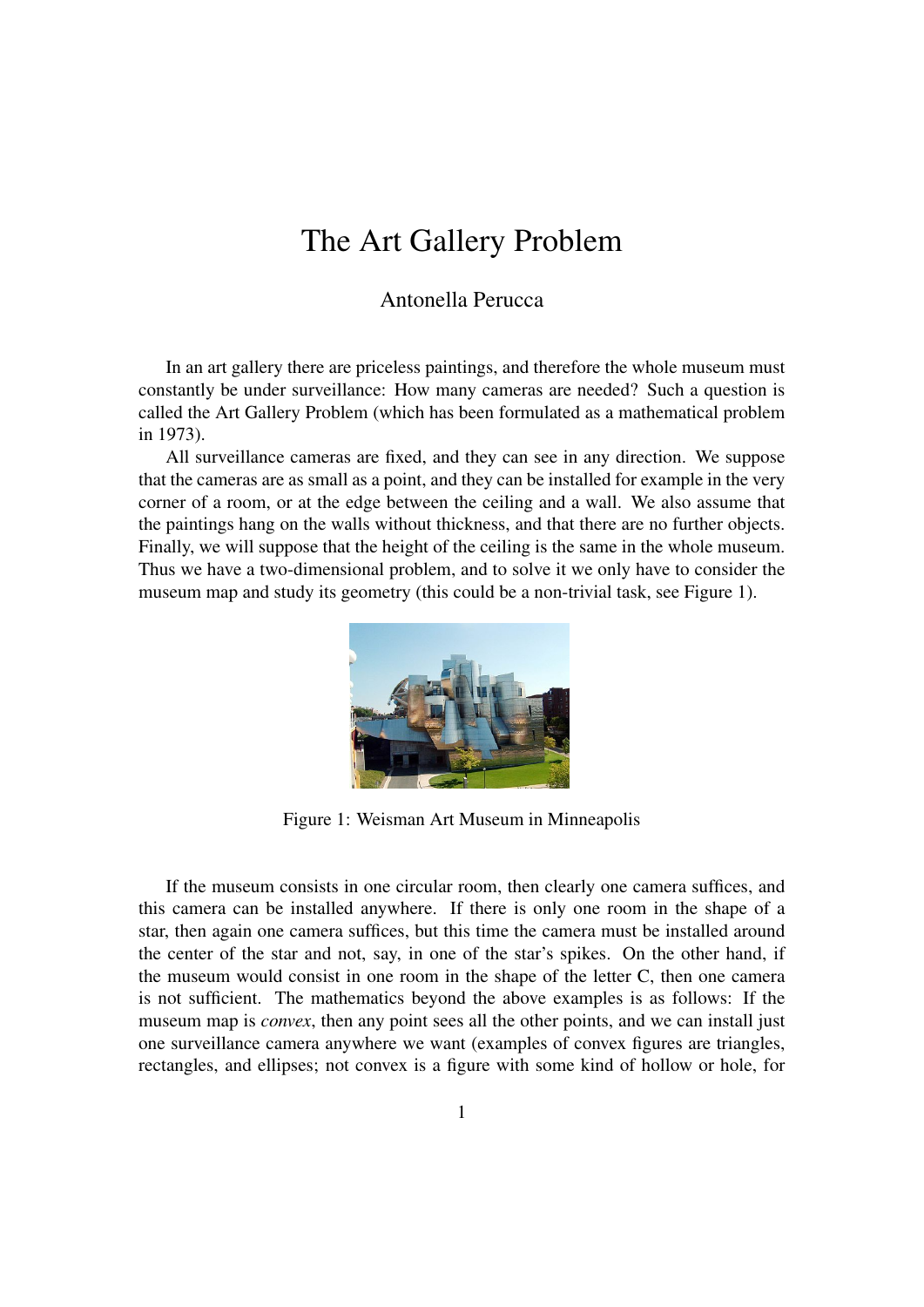# The Art Gallery Problem

Antonella Perucca

In an art gallery there are priceless paintings, and therefore the whole museum must constantly be under surveillance: How many cameras are needed? Such a question is called the Art Gallery Problem (which has been formulated as a mathematical problem in 1973).

All surveillance cameras are fixed, and they can see in any direction. We suppose that the cameras are as small as a point, and they can be installed for example in the very corner of a room, or at the edge between the ceiling and a wall. We also assume that the paintings hang on the walls without thickness, and that there are no further objects. Finally, we will suppose that the height of the ceiling is the same in the whole museum. Thus we have a two-dimensional problem, and to solve it we only have to consider the museum map and study its geometry (this could be a non-trivial task, see Figure 1).

Figure 1: Weisman Art Museum in Minneapolis

If the museum consists in one circular room, then clearly one camera suffices, and this camera can be installed anywhere. If there is only one room in the shape of a star, then again one camera suffices, but this time the camera must be installed around the center of the star and not, say, in one of the star's spikes. On the other hand, if the museum would consist in one room in the shape of the letter C, then one camera is not sufficient. The mathematics beyond the above examples is as follows: If the museum map is *convex*, then any point sees all the other points, and we can install just one surveillance camera anywhere we want (examples of convex figures are triangles, rectangles, and ellipses; not convex is a figure with some kind of hollow or hole, for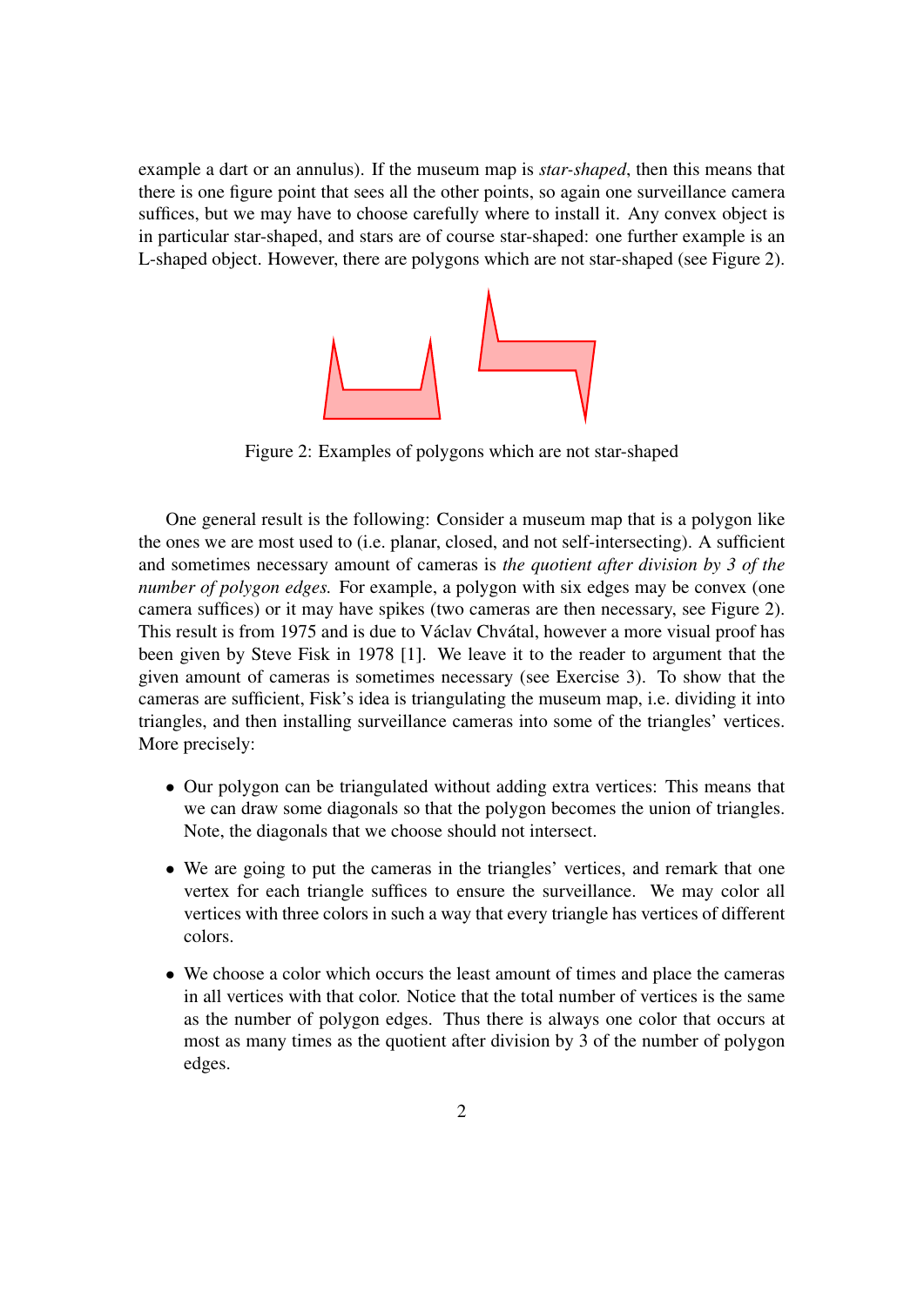example a dart or an annulus). If the museum map is *star-shaped*, then this means that there is one figure point that sees all the other points, so again one surveillance camera suffices, but we may have to choose carefully where to install it. Any convex object is in particular star-shaped, and stars are of course star-shaped: one further example is an L-shaped object. However, there are polygons which are not star-shaped (see Figure 2).

Figure 2: Examples of polygons which are not star-shaped

One general result is the following: Consider a museum map that is a polygon like the ones we are most used to (i.e. planar, closed, and not self-intersecting). A sufficient and sometimes necessary amount of cameras is *the quotient after division by 3 of the number of polygon edges.* For example, a polygon with six edges may be convex (one camera suffices) or it may have spikes (two cameras are then necessary, see Figure 2). This result is from 1975 and is due to Václav Chvátal, however a more visual proof has been given by Steve Fisk in 1978 [1]. We leave it to the reader to argument that the given amount of cameras is sometimes necessary (see Exercise 3). To show that the cameras are sufficient, Fisk's idea is triangulating the museum map, i.e. dividing it into triangles, and then installing surveillance cameras into some of the triangles' vertices. More precisely:

- Our polygon can be triangulated without adding extra vertices: This means that we can draw some diagonals so that the polygon becomes the union of triangles. Note, the diagonals that we choose should not intersect.
- We are going to put the cameras in the triangles' vertices, and remark that one vertex for each triangle suffices to ensure the surveillance. We may color all vertices with three colors in such a way that every triangle has vertices of different colors.
- We choose a color which occurs the least amount of times and place the cameras in all vertices with that color. Notice that the total number of vertices is the same as the number of polygon edges. Thus there is always one color that occurs at most as many times as the quotient after division by 3 of the number of polygon edges.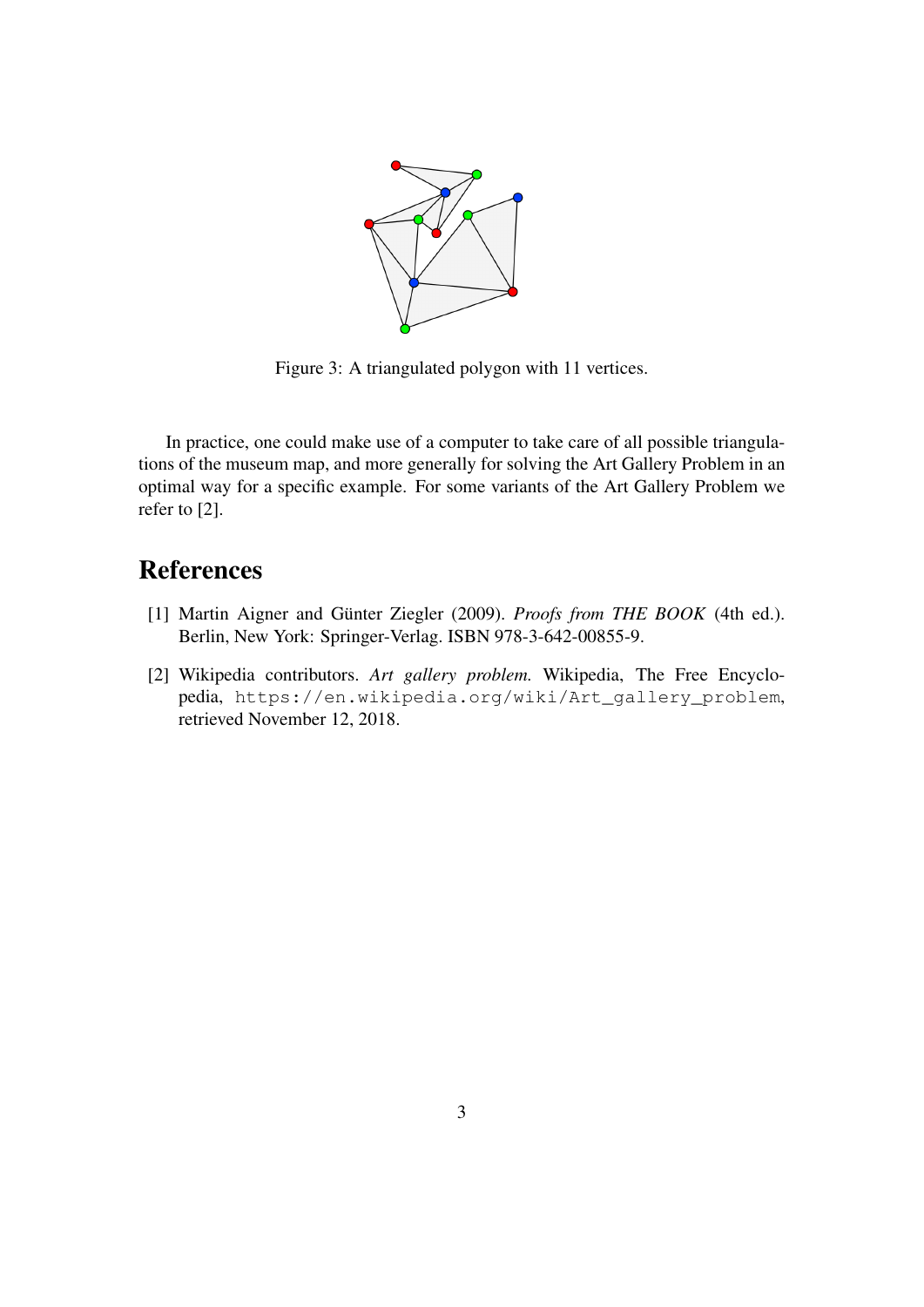Figure 3: A triangulated polygon with 11 vertices.

In practice, one could make use of a computer to take care of all possible triangulations of the museum map, and more generally for solving the Art Gallery Problem in an optimal way for a specific example. For some variants of the Art Gallery Problem we refer to [2].

## References

[1] Martin Aigner and Günter Ziegler (2009). *Proofs from THE BOOK* (4th ed.). Berlin, New York: Springer-Verlag. ISBN 978-3-642-00855-9.

[2] Wikipedia contributors. *Art gallery problem.* Wikipedia, The Free Encyclopedia, `https://en.wikipedia.org/wiki/Art_gallery_problem`, retrieved November 12, 2018.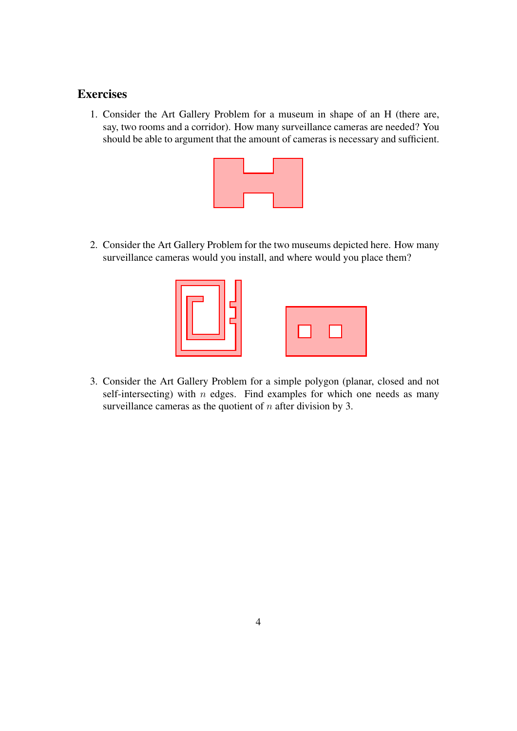## Exercises

1. Consider the Art Gallery Problem for a museum in shape of an H (there are, say, two rooms and a corridor). How many surveillance cameras are needed? You should be able to argument that the amount of cameras is necessary and sufficient.

2. Consider the Art Gallery Problem for the two museums depicted here. How many surveillance cameras would you install, and where would you place them?

3. Consider the Art Gallery Problem for a simple polygon (planar, closed and not self-intersecting) with $n$ edges. Find examples for which one needs as many surveillance cameras as the quotient of $n$ after division by 3.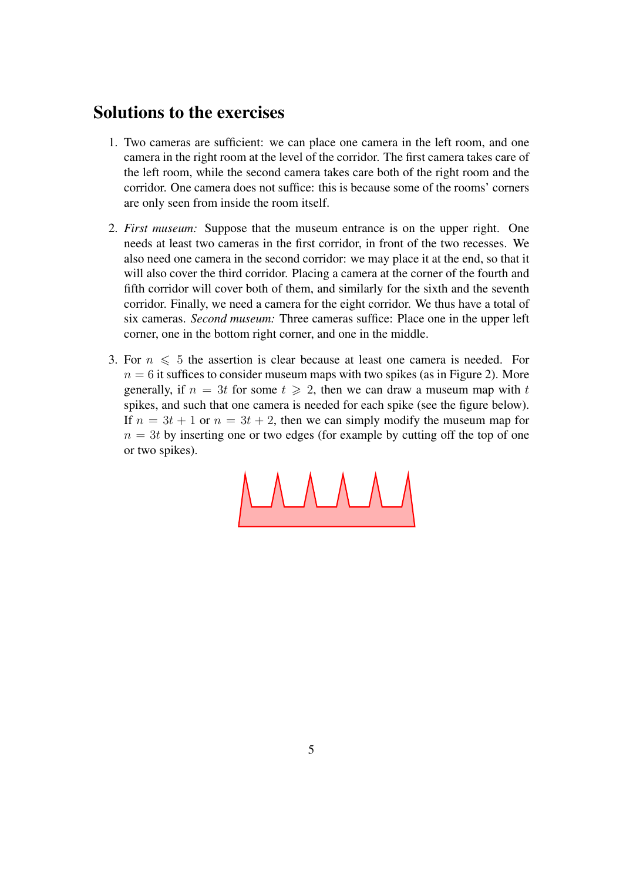## Solutions to the exercises

1. Two cameras are sufficient: we can place one camera in the left room, and one camera in the right room at the level of the corridor. The first camera takes care of the left room, while the second camera takes care both of the right room and the corridor. One camera does not suffice: this is because some of the rooms' corners are only seen from inside the room itself.

2. *First museum:* Suppose that the museum entrance is on the upper right. One needs at least two cameras in the first corridor, in front of the two recesses. We also need one camera in the second corridor: we may place it at the end, so that it will also cover the third corridor. Placing a camera at the corner of the fourth and fifth corridor will cover both of them, and similarly for the sixth and the seventh corridor. Finally, we need a camera for the eight corridor. We thus have a total of six cameras. *Second museum:* Three cameras suffice: Place one in the upper left corner, one in the bottom right corner, and one in the middle.

3. For $n \leqslant 5$ the assertion is clear because at least one camera is needed. For $n = 6$ it suffices to consider museum maps with two spikes (as in Figure 2). More generally, if $n = 3t$ for some $t \geqslant 2$, then we can draw a museum map with $t$ spikes, and such that one camera is needed for each spike (see the figure below). If $n = 3t + 1$ or $n = 3t + 2$, then we can simply modify the museum map for $n = 3t$ by inserting one or two edges (for example by cutting off the top of one or two spikes).